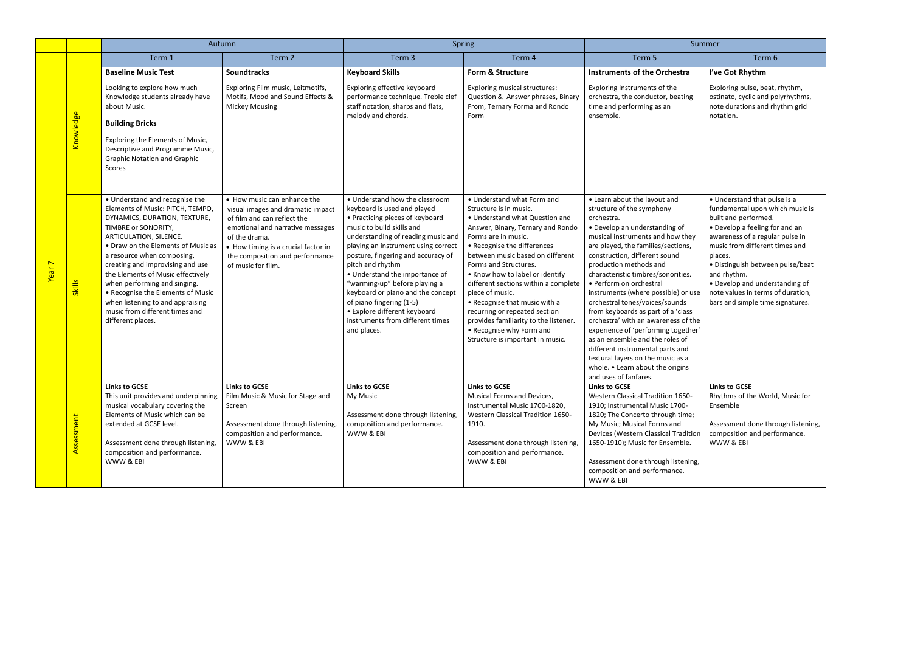| | | Autumn | | Spring | | Summer | |
|---|---|---|---|---|---|---|---|
| | | Term 1 | Term 2 | Term 3 | Term 4 | Term 5 | Term 6 |
| Year 7 | Knowledge | **Baseline Music Test**<br><br>Looking to explore how much Knowledge students already have about Music.<br><br>**Building Bricks**<br><br>Exploring the Elements of Music, Descriptive and Programme Music, Graphic Notation and Graphic Scores | **Soundtracks**<br><br>Exploring Film music, Leitmotifs, Motifs, Mood and Sound Effects & Mickey Mousing | **Keyboard Skills**<br><br>Exploring effective keyboard performance technique. Treble clef staff notation, sharps and flats, melody and chords. | **Form & Structure**<br><br>Exploring musical structures: Question & Answer phrases, Binary From, Ternary Forma and Rondo Form | **Instruments of the Orchestra**<br><br>Exploring instruments of the orchestra, the conductor, beating time and performing as an ensemble. | **I've Got Rhythm**<br><br>Exploring pulse, beat, rhythm, ostinato, cyclic and polyrhythms, note durations and rhythm grid notation. |
| | Skills | • Understand and recognise the Elements of Music: PITCH, TEMPO, DYNAMICS, DURATION, TEXTURE, TIMBRE or SONORITY, ARTICULATION, SILENCE.<br>• Draw on the Elements of Music as a resource when composing, creating and improvising and use the Elements of Music effectively when performing and singing.<br>• Recognise the Elements of Music when listening to and appraising music from different times and different places. | • How music can enhance the visual images and dramatic impact of film and can reflect the emotional and narrative messages of the drama.<br>• How timing is a crucial factor in the composition and performance of music for film. | • Understand how the classroom keyboard is used and played<br>• Practicing pieces of keyboard music to build skills and understanding of reading music and playing an instrument using correct posture, fingering and accuracy of pitch and rhythm<br>• Understand the importance of "warming-up" before playing a keyboard or piano and the concept of piano fingering (1-5)<br>• Explore different keyboard instruments from different times and places. | • Understand what Form and Structure is in music.<br>• Understand what Question and Answer, Binary, Ternary and Rondo Forms are in music.<br>• Recognise the differences between music based on different Forms and Structures.<br>• Know how to label or identify different sections within a complete piece of music.<br>• Recognise that music with a recurring or repeated section provides familiarity to the listener.<br>• Recognise why Form and Structure is important in music. | • Learn about the layout and structure of the symphony orchestra.<br>• Develop an understanding of musical instruments and how they are played, the families/sections, construction, different sound production methods and characteristic timbres/sonorities.<br>• Perform on orchestral instruments (where possible) or use orchestral tones/voices/sounds from keyboards as part of a 'class orchestra' with an awareness of the experience of 'performing together' as an ensemble and the roles of different instrumental parts and textural layers on the music as a whole. • Learn about the origins and uses of fanfares. | • Understand that pulse is a fundamental upon which music is built and performed.<br>• Develop a feeling for and an awareness of a regular pulse in music from different times and places.<br>• Distinguish between pulse/beat and rhythm.<br>• Develop and understanding of note values in terms of duration, bars and simple time signatures. |
| | Assessment | **Links to GCSE –**<br>This unit provides and underpinning musical vocabulary covering the Elements of Music which can be extended at GCSE level.<br><br>Assessment done through listening, composition and performance. WWW & EBI | **Links to GCSE –**<br>Film Music & Music for Stage and Screen<br><br>Assessment done through listening, composition and performance. WWW & EBI | **Links to GCSE –**<br>My Music<br><br>Assessment done through listening, composition and performance. WWW & EBI | **Links to GCSE –**<br>Musical Forms and Devices, Instrumental Music 1700-1820, Western Classical Tradition 1650-1910.<br><br>Assessment done through listening, composition and performance. WWW & EBI | **Links to GCSE –**<br>Western Classical Tradition 1650-1910; Instrumental Music 1700-1820; The Concerto through time; My Music; Musical Forms and Devices (Western Classical Tradition 1650-1910); Music for Ensemble.<br><br>Assessment done through listening, composition and performance. WWW & EBI | **Links to GCSE –**<br>Rhythms of the World, Music for Ensemble<br><br>Assessment done through listening, composition and performance. WWW & EBI |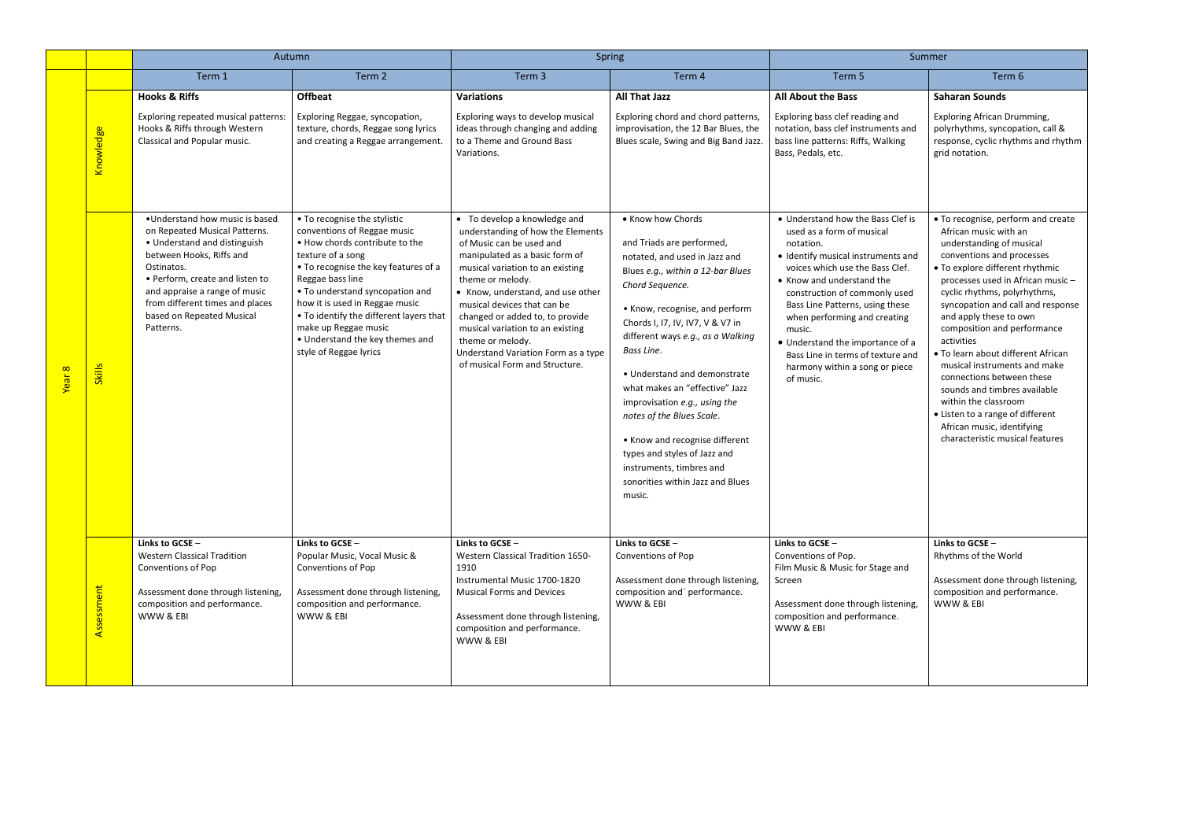| | | Autumn | | Spring | | Summer | |
|---|---|---|---|---|---|---|---|
| | | Term 1 | Term 2 | Term 3 | Term 4 | Term 5 | Term 6 |
| Year 8 | Knowledge | **Hooks & Riffs**<br><br>Exploring repeated musical patterns: Hooks & Riffs through Western Classical and Popular music. | **Offbeat**<br><br>Exploring Reggae, syncopation, texture, chords, Reggae song lyrics and creating a Reggae arrangement. | **Variations**<br><br>Exploring ways to develop musical ideas through changing and adding to a Theme and Ground Bass Variations. | **All That Jazz**<br><br>Exploring chord and chord patterns, improvisation, the 12 Bar Blues, the Blues scale, Swing and Big Band Jazz. | **All About the Bass**<br><br>Exploring bass clef reading and notation, bass clef instruments and bass line patterns: Riffs, Walking Bass, Pedals, etc. | **Saharan Sounds**<br><br>Exploring African Drumming, polyrhythms, syncopation, call & response, cyclic rhythms and rhythm grid notation. |
| | Skills | •Understand how music is based on Repeated Musical Patterns.<br>• Understand and distinguish between Hooks, Riffs and Ostinatos.<br>• Perform, create and listen to and appraise a range of music from different times and places based on Repeated Musical Patterns. | • To recognise the stylistic conventions of Reggae music<br>• How chords contribute to the texture of a song<br>• To recognise the key features of a Reggae bass line<br>• To understand syncopation and how it is used in Reggae music<br>• To identify the different layers that make up Reggae music<br>• Understand the key themes and style of Reggae lyrics | • To develop a knowledge and understanding of how the Elements of Music can be used and manipulated as a basic form of musical variation to an existing theme or melody.<br>• Know, understand, and use other musical devices that can be changed or added to, to provide musical variation to an existing theme or melody.<br>Understand Variation Form as a type of musical Form and Structure. | • Know how Chords and Triads are performed, notated, and used in Jazz and Blues *e.g., within a 12-bar Blues Chord Sequence.*<br><br>• Know, recognise, and perform Chords I, I7, IV, IV7, V & V7 in different ways *e.g., as a Walking Bass Line*.<br><br>• Understand and demonstrate what makes an "effective" Jazz improvisation *e.g., using the notes of the Blues Scale*.<br><br>• Know and recognise different types and styles of Jazz and instruments, timbres and sonorities within Jazz and Blues music. | • Understand how the Bass Clef is used as a form of musical notation.<br>• Identify musical instruments and voices which use the Bass Clef.<br>• Know and understand the construction of commonly used Bass Line Patterns, using these when performing and creating music.<br>• Understand the importance of a Bass Line in terms of texture and harmony within a song or piece of music. | • To recognise, perform and create African music with an understanding of musical conventions and processes<br>• To explore different rhythmic processes used in African music – cyclic rhythms, polyrhythms, syncopation and call and response and apply these to own composition and performance activities<br>• To learn about different African musical instruments and make connections between these sounds and timbres available within the classroom<br>• Listen to a range of different African music, identifying characteristic musical features |
| | Assessment | **Links to GCSE –**<br>Western Classical Tradition<br>Conventions of Pop<br><br>Assessment done through listening, composition and performance.<br>WWW & EBI | **Links to GCSE –**<br>Popular Music, Vocal Music & Conventions of Pop<br><br>Assessment done through listening, composition and performance.<br>WWW & EBI | **Links to GCSE –**<br>Western Classical Tradition 1650-1910<br>Instrumental Music 1700-1820<br>Musical Forms and Devices<br><br>Assessment done through listening, composition and performance.<br>WWW & EBI | **Links to GCSE –**<br>Conventions of Pop<br><br>Assessment done through listening, composition and` performance.<br>WWW & EBI | **Links to GCSE –**<br>Conventions of Pop.<br>Film Music & Music for Stage and Screen<br><br>Assessment done through listening, composition and performance.<br>WWW & EBI | **Links to GCSE –**<br>Rhythms of the World<br><br>Assessment done through listening, composition and performance.<br>WWW & EBI |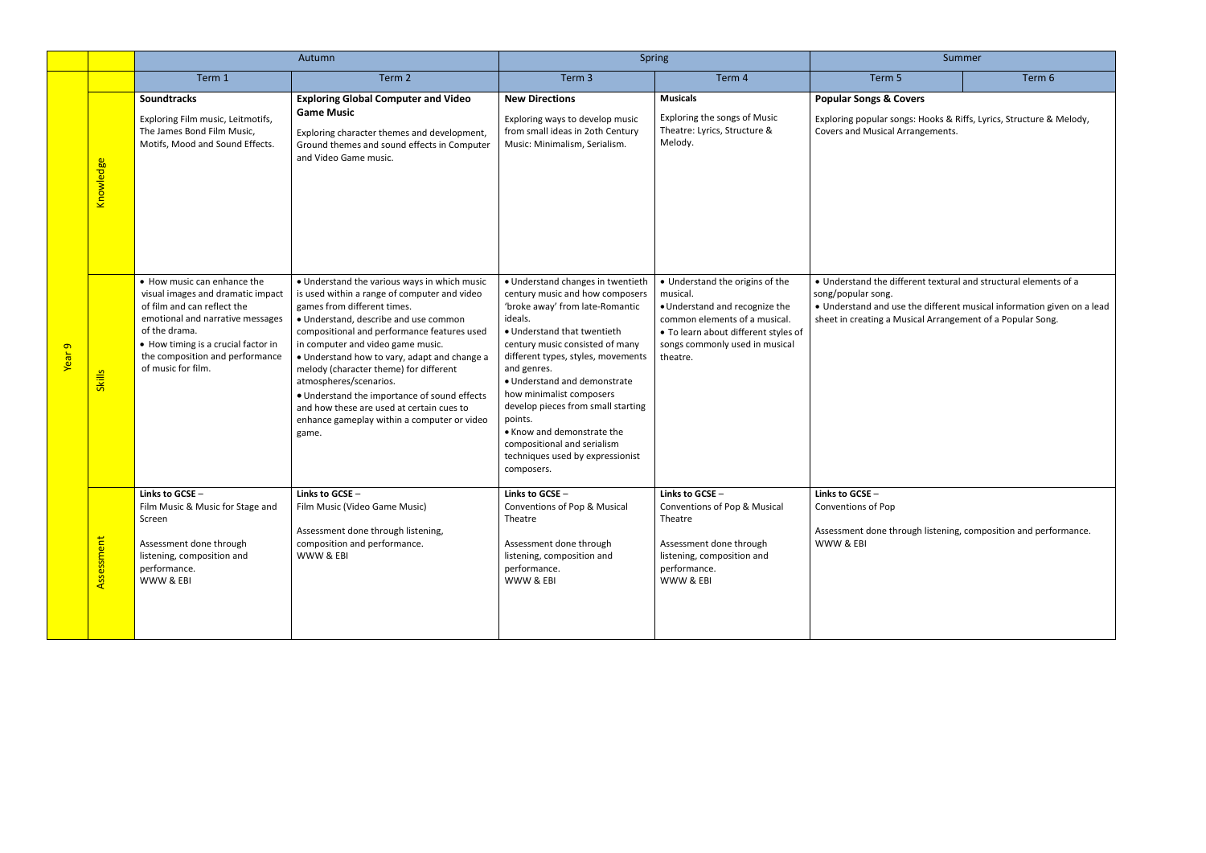| | | Autumn | | Spring | | Summer | |
|---|---|---|---|---|---|---|---|
| | | Term 1 | Term 2 | Term 3 | Term 4 | Term 5 | Term 6 |
| Year 9 | Knowledge | **Soundtracks**<br>Exploring Film music, Leitmotifs, The James Bond Film Music, Motifs, Mood and Sound Effects. | **Exploring Global Computer and Video Game Music**<br>Exploring character themes and development, Ground themes and sound effects in Computer and Video Game music. | **New Directions**<br>Exploring ways to develop music from small ideas in 2oth Century Music: Minimalism, Serialism. | **Musicals**<br>Exploring the songs of Music Theatre: Lyrics, Structure & Melody. | **Popular Songs & Covers**<br>Exploring popular songs: Hooks & Riffs, Lyrics, Structure & Melody, Covers and Musical Arrangements. | |
| | Skills | • How music can enhance the visual images and dramatic impact of film and can reflect the emotional and narrative messages of the drama.<br>• How timing is a crucial factor in the composition and performance of music for film. | • Understand the various ways in which music is used within a range of computer and video games from different times.<br>• Understand, describe and use common compositional and performance features used in computer and video game music.<br>• Understand how to vary, adapt and change a melody (character theme) for different atmospheres/scenarios.<br>• Understand the importance of sound effects and how these are used at certain cues to enhance gameplay within a computer or video game. | • Understand changes in twentieth century music and how composers 'broke away' from late-Romantic ideals.<br>• Understand that twentieth century music consisted of many different types, styles, movements and genres.<br>• Understand and demonstrate how minimalist composers develop pieces from small starting points.<br>• Know and demonstrate the compositional and serialism techniques used by expressionist composers. | • Understand the origins of the musical.<br>• Understand and recognize the common elements of a musical.<br>• To learn about different styles of songs commonly used in musical theatre. | • Understand the different textural and structural elements of a song/popular song.<br>• Understand and use the different musical information given on a lead sheet in creating a Musical Arrangement of a Popular Song. | |
| | Assessment | **Links to GCSE –**<br>Film Music & Music for Stage and Screen<br><br>Assessment done through listening, composition and performance.<br>WWW & EBI | **Links to GCSE –**<br>Film Music (Video Game Music)<br><br>Assessment done through listening, composition and performance.<br>WWW & EBI | **Links to GCSE –**<br>Conventions of Pop & Musical Theatre<br><br>Assessment done through listening, composition and performance.<br>WWW & EBI | **Links to GCSE –**<br>Conventions of Pop & Musical Theatre<br><br>Assessment done through listening, composition and performance.<br>WWW & EBI | **Links to GCSE –**<br>Conventions of Pop<br><br>Assessment done through listening, composition and performance.<br>WWW & EBI | |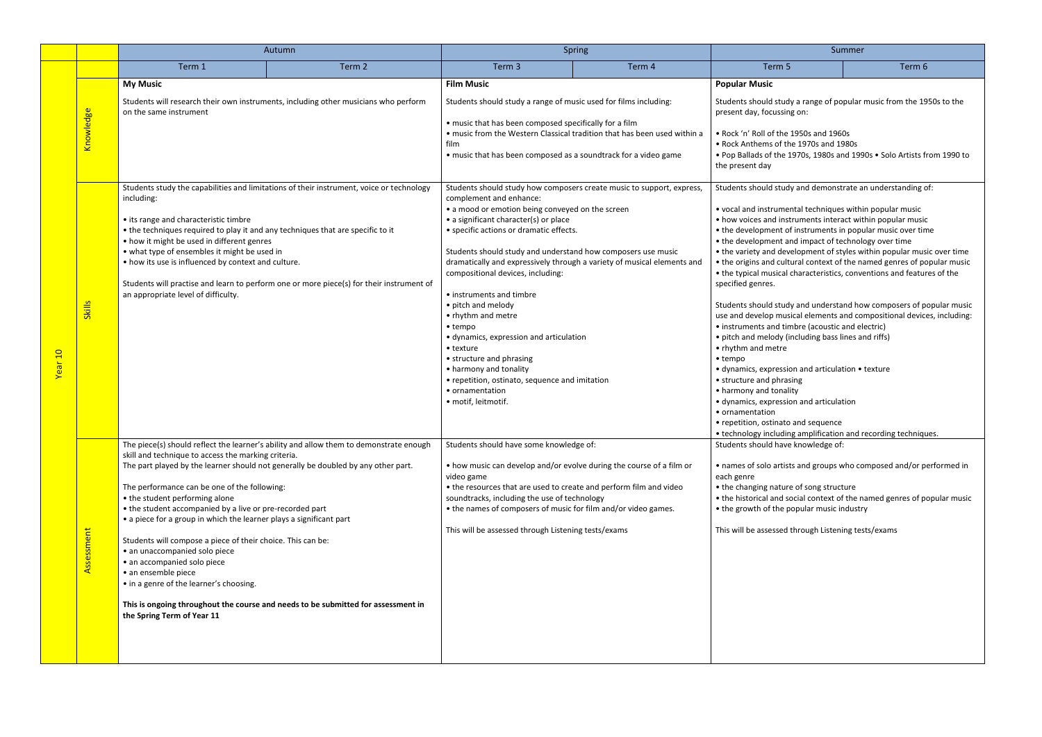| | | Autumn | | Spring | | Summer | |
|---|---|---|---|---|---|---|---|
| | | Term 1 | Term 2 | Term 3 | Term 4 | Term 5 | Term 6 |
| Year 10 | Knowledge | **My Music**<br><br>Students will research their own instruments, including other musicians who perform on the same instrument | | **Film Music**<br><br>Students should study a range of music used for films including:<br><br>• music that has been composed specifically for a film<br>• music from the Western Classical tradition that has been used within a film<br>• music that has been composed as a soundtrack for a video game | | **Popular Music**<br><br>Students should study a range of popular music from the 1950s to the present day, focussing on:<br><br>• Rock 'n' Roll of the 1950s and 1960s<br>• Rock Anthems of the 1970s and 1980s<br>• Pop Ballads of the 1970s, 1980s and 1990s • Solo Artists from 1990 to the present day | |
| | Skills | Students study the capabilities and limitations of their instrument, voice or technology including:<br><br>• its range and characteristic timbre<br>• the techniques required to play it and any techniques that are specific to it<br>• how it might be used in different genres<br>• what type of ensembles it might be used in<br>• how its use is influenced by context and culture.<br><br>Students will practise and learn to perform one or more piece(s) for their instrument of an appropriate level of difficulty. | | Students should study how composers create music to support, express, complement and enhance:<br>• a mood or emotion being conveyed on the screen<br>• a significant character(s) or place<br>• specific actions or dramatic effects.<br><br>Students should study and understand how composers use music dramatically and expressively through a variety of musical elements and compositional devices, including:<br><br>• instruments and timbre<br>• pitch and melody<br>• rhythm and metre<br>• tempo<br>• dynamics, expression and articulation<br>• texture<br>• structure and phrasing<br>• harmony and tonality<br>• repetition, ostinato, sequence and imitation<br>• ornamentation<br>• motif, leitmotif. | | Students should study and demonstrate an understanding of:<br><br>• vocal and instrumental techniques within popular music<br>• how voices and instruments interact within popular music<br>• the development of instruments in popular music over time<br>• the development and impact of technology over time<br>• the variety and development of styles within popular music over time<br>• the origins and cultural context of the named genres of popular music<br>• the typical musical characteristics, conventions and features of the specified genres.<br><br>Students should study and understand how composers of popular music use and develop musical elements and compositional devices, including:<br>• instruments and timbre (acoustic and electric)<br>• pitch and melody (including bass lines and riffs)<br>• rhythm and metre<br>• tempo<br>• dynamics, expression and articulation • texture<br>• structure and phrasing<br>• harmony and tonality<br>• dynamics, expression and articulation<br>• ornamentation<br>• repetition, ostinato and sequence<br>• technology including amplification and recording techniques. | |
| | Assessment | The piece(s) should reflect the learner's ability and allow them to demonstrate enough skill and technique to access the marking criteria.<br>The part played by the learner should not generally be doubled by any other part.<br><br>The performance can be one of the following:<br>• the student performing alone<br>• the student accompanied by a live or pre-recorded part<br>• a piece for a group in which the learner plays a significant part<br><br>Students will compose a piece of their choice. This can be:<br>• an unaccompanied solo piece<br>• an accompanied solo piece<br>• an ensemble piece<br>• in a genre of the learner's choosing.<br><br>**This is ongoing throughout the course and needs to be submitted for assessment in the Spring Term of Year 11** | | Students should have some knowledge of:<br><br>• how music can develop and/or evolve during the course of a film or video game<br>• the resources that are used to create and perform film and video soundtracks, including the use of technology<br>• the names of composers of music for film and/or video games.<br><br>This will be assessed through Listening tests/exams | | Students should have knowledge of:<br><br>• names of solo artists and groups who composed and/or performed in each genre<br>• the changing nature of song structure<br>• the historical and social context of the named genres of popular music<br>• the growth of the popular music industry<br><br>This will be assessed through Listening tests/exams | |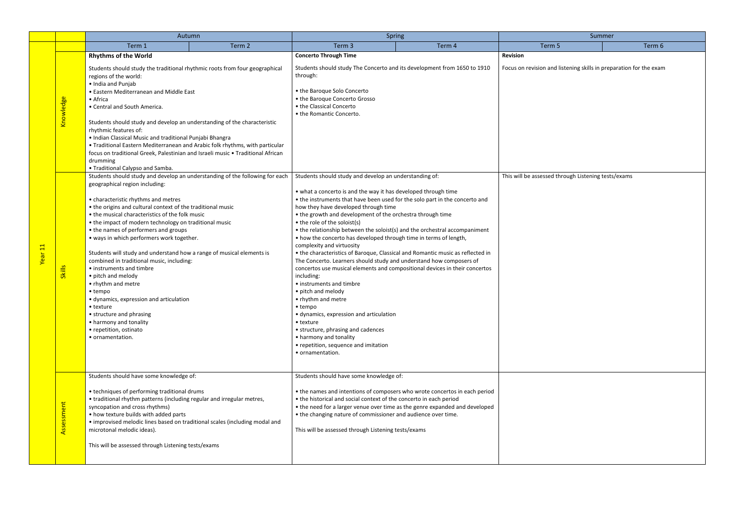| | | Autumn | | Spring | | Summer | |
|---|---|---|---|---|---|---|---|
| | | Term 1 | Term 2 | Term 3 | Term 4 | Term 5 | Term 6 |
| Year 11 | Knowledge | **Rhythms of the World**<br><br>Students should study the traditional rhythmic roots from four geographical regions of the world:<br>• India and Punjab<br>• Eastern Mediterranean and Middle East<br>• Africa<br>• Central and South America.<br><br>Students should study and develop an understanding of the characteristic rhythmic features of:<br>• Indian Classical Music and traditional Punjabi Bhangra<br>• Traditional Eastern Mediterranean and Arabic folk rhythms, with particular focus on traditional Greek, Palestinian and Israeli music • Traditional African drumming<br>• Traditional Calypso and Samba. | | **Concerto Through Time**<br><br>Students should study The Concerto and its development from 1650 to 1910 through:<br><br>• the Baroque Solo Concerto<br>• the Baroque Concerto Grosso<br>• the Classical Concerto<br>• the Romantic Concerto. | | **Revision**<br><br>Focus on revision and listening skills in preparation for the exam | |
| | Skills | Students should study and develop an understanding of the following for each geographical region including:<br><br>• characteristic rhythms and metres<br>• the origins and cultural context of the traditional music<br>• the musical characteristics of the folk music<br>• the impact of modern technology on traditional music<br>• the names of performers and groups<br>• ways in which performers work together.<br><br>Students will study and understand how a range of musical elements is combined in traditional music, including:<br>• instruments and timbre<br>• pitch and melody<br>• rhythm and metre<br>• tempo<br>• dynamics, expression and articulation<br>• texture<br>• structure and phrasing<br>• harmony and tonality<br>• repetition, ostinato<br>• ornamentation. | | Students should study and develop an understanding of:<br><br>• what a concerto is and the way it has developed through time<br>• the instruments that have been used for the solo part in the concerto and how they have developed through time<br>• the growth and development of the orchestra through time<br>• the role of the soloist(s)<br>• the relationship between the soloist(s) and the orchestral accompaniment<br>• how the concerto has developed through time in terms of length, complexity and virtuosity<br>• the characteristics of Baroque, Classical and Romantic music as reflected in The Concerto. Learners should study and understand how composers of concertos use musical elements and compositional devices in their concertos including:<br>• instruments and timbre<br>• pitch and melody<br>• rhythm and metre<br>• tempo<br>• dynamics, expression and articulation<br>• texture<br>• structure, phrasing and cadences<br>• harmony and tonality<br>• repetition, sequence and imitation<br>• ornamentation. | | This will be assessed through Listening tests/exams | |
| | Assessment | Students should have some knowledge of:<br><br>• techniques of performing traditional drums<br>• traditional rhythm patterns (including regular and irregular metres, syncopation and cross rhythms)<br>• how texture builds with added parts<br>• improvised melodic lines based on traditional scales (including modal and microtonal melodic ideas).<br><br>This will be assessed through Listening tests/exams | | Students should have some knowledge of:<br><br>• the names and intentions of composers who wrote concertos in each period<br>• the historical and social context of the concerto in each period<br>• the need for a larger venue over time as the genre expanded and developed<br>• the changing nature of commissioner and audience over time.<br><br>This will be assessed through Listening tests/exams | | | |